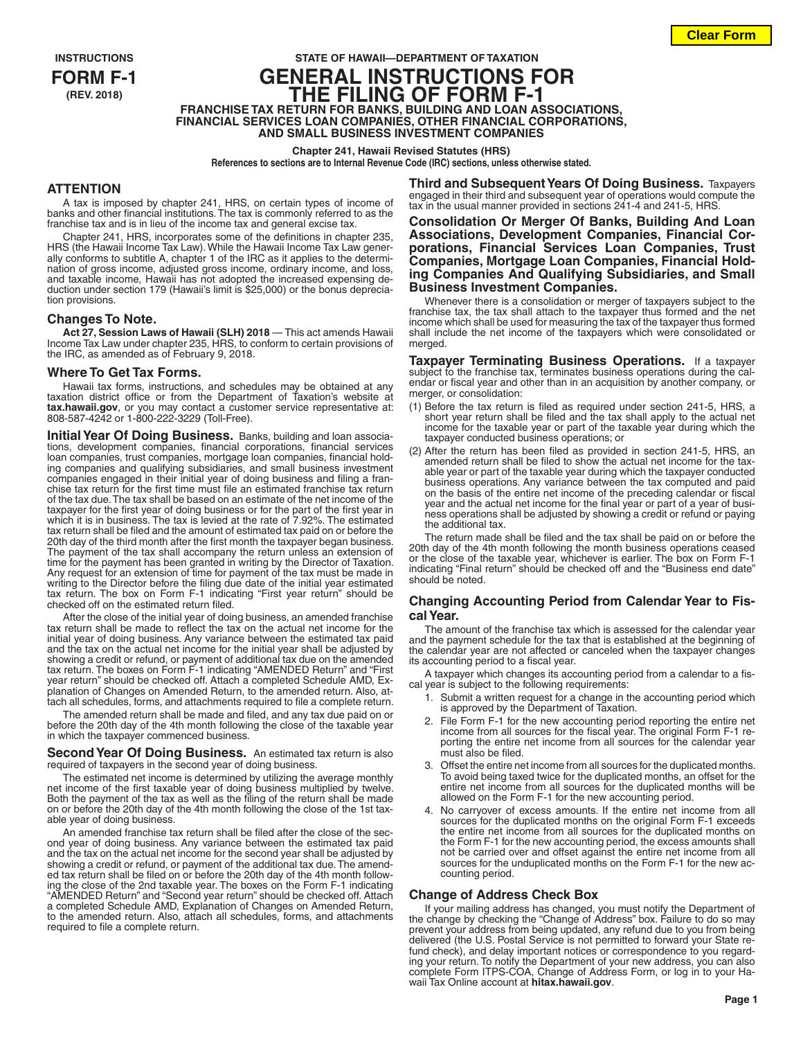INSTRUCTIONS
**FORM F-1**
**(REV. 2018)**

STATE OF HAWAII—DEPARTMENT OF TAXATION

# GENERAL INSTRUCTIONS FOR THE FILING OF FORM F-1

**FRANCHISE TAX RETURN FOR BANKS, BUILDING AND LOAN ASSOCIATIONS, FINANCIAL SERVICES LOAN COMPANIES, OTHER FINANCIAL CORPORATIONS, AND SMALL BUSINESS INVESTMENT COMPANIES**

**Chapter 241, Hawaii Revised Statutes (HRS)**
**References to sections are to Internal Revenue Code (IRC) sections, unless otherwise stated.**

## ATTENTION

A tax is imposed by chapter 241, HRS, on certain types of income of banks and other financial institutions. The tax is commonly referred to as the franchise tax and is in lieu of the income tax and general excise tax.

Chapter 241, HRS, incorporates some of the definitions in chapter 235, HRS (the Hawaii Income Tax Law). While the Hawaii Income Tax Law generally conforms to subtitle A, chapter 1 of the IRC as it applies to the determination of gross income, adjusted gross income, ordinary income, and loss, and taxable income, Hawaii has not adopted the increased expensing deduction under section 179 (Hawaii's limit is $25,000) or the bonus depreciation provisions.

### Changes To Note.

**Act 27, Session Laws of Hawaii (SLH) 2018** — This act amends Hawaii Income Tax Law under chapter 235, HRS, to conform to certain provisions of the IRC, as amended as of February 9, 2018.

### Where To Get Tax Forms.

Hawaii tax forms, instructions, and schedules may be obtained at any taxation district office or from the Department of Taxation's website at **tax.hawaii.gov**, or you may contact a customer service representative at: 808-587-4242 or 1-800-222-3229 (Toll-Free).

**Initial Year Of Doing Business.** Banks, building and loan associations, development companies, financial corporations, financial services loan companies, trust companies, mortgage loan companies, financial holding companies and qualifying subsidiaries, and small business investment companies engaged in their initial year of doing business and filing a franchise tax return for the first time must file an estimated franchise tax return of the tax due. The tax shall be based on an estimate of the net income of the taxpayer for the first year of doing business or for the part of the first year in which it is in business. The tax is levied at the rate of 7.92%. The estimated tax return shall be filed and the amount of estimated tax paid on or before the 20th day of the third month after the first month the taxpayer began business. The payment of the tax shall accompany the return unless an extension of time for the payment has been granted in writing by the Director of Taxation. Any request for an extension of time for payment of the tax must be made in writing to the Director before the filing due date of the initial year estimated tax return. The box on Form F-1 indicating "First year return" should be checked off on the estimated return filed.

After the close of the initial year of doing business, an amended franchise tax return shall be made to reflect the tax on the actual net income for the initial year of doing business. Any variance between the estimated tax paid and the tax on the actual net income for the initial year shall be adjusted by showing a credit or refund, or payment of additional tax due on the amended tax return. The boxes on Form F-1 indicating "AMENDED Return" and "First year return" should be checked off. Attach a completed Schedule AMD, Explanation of Changes on Amended Return, to the amended return. Also, attach all schedules, forms, and attachments required to file a complete return.

The amended return shall be made and filed, and any tax due paid on or before the 20th day of the 4th month following the close of the taxable year in which the taxpayer commenced business.

**Second Year Of Doing Business.** An estimated tax return is also required of taxpayers in the second year of doing business.

The estimated net income is determined by utilizing the average monthly net income of the first taxable year of doing business multiplied by twelve. Both the payment of the tax as well as the filing of the return shall be made on or before the 20th day of the 4th month following the close of the 1st taxable year of doing business.

An amended franchise tax return shall be filed after the close of the second year of doing business. Any variance between the estimated tax paid and the tax on the actual net income for the second year shall be adjusted by showing a credit or refund, or payment of the additional tax due. The amended tax return shall be filed on or before the 20th day of the 4th month following the close of the 2nd taxable year. The boxes on the Form F-1 indicating "AMENDED Return" and "Second year return" should be checked off. Attach a completed Schedule AMD, Explanation of Changes on Amended Return, to the amended return. Also, attach all schedules, forms, and attachments required to file a complete return.

**Third and Subsequent Years Of Doing Business.** Taxpayers engaged in their third and subsequent year of operations would compute the tax in the usual manner provided in sections 241-4 and 241-5, HRS.

**Consolidation Or Merger Of Banks, Building And Loan Associations, Development Companies, Financial Corporations, Financial Services Loan Companies, Trust Companies, Mortgage Loan Companies, Financial Holding Companies And Qualifying Subsidiaries, and Small Business Investment Companies.**

Whenever there is a consolidation or merger of taxpayers subject to the franchise tax, the tax shall attach to the taxpayer thus formed and the net income which shall be used for measuring the tax of the taxpayer thus formed shall include the net income of the taxpayers which were consolidated or merged.

**Taxpayer Terminating Business Operations.** If a taxpayer subject to the franchise tax, terminates business operations during the calendar or fiscal year and other than in an acquisition by another company, or merger, or consolidation:

(1) Before the tax return is filed as required under section 241-5, HRS, a short year return shall be filed and the tax shall apply to the actual net income for the taxable year or part of the taxable year during which the taxpayer conducted business operations; or

(2) After the return has been filed as provided in section 241-5, HRS, an amended return shall be filed to show the actual net income for the taxable year or part of the taxable year during which the taxpayer conducted business operations. Any variance between the tax computed and paid on the basis of the entire net income of the preceding calendar or fiscal year and the actual net income for the final year or part of a year of business operations shall be adjusted by showing a credit or refund or paying the additional tax.

The return made shall be filed and the tax shall be paid on or before the 20th day of the 4th month following the month business operations ceased or the close of the taxable year, whichever is earlier. The box on Form F-1 indicating "Final return" should be checked off and the "Business end date" should be noted.

### Changing Accounting Period from Calendar Year to Fiscal Year.

The amount of the franchise tax which is assessed for the calendar year and the payment schedule for the tax that is established at the beginning of the calendar year are not affected or canceled when the taxpayer changes its accounting period to a fiscal year.

A taxpayer which changes its accounting period from a calendar to a fiscal year is subject to the following requirements:

1. Submit a written request for a change in the accounting period which is approved by the Department of Taxation.
2. File Form F-1 for the new accounting period reporting the entire net income from all sources for the fiscal year. The original Form F-1 reporting the entire net income from all sources for the calendar year must also be filed.
3. Offset the entire net income from all sources for the duplicated months. To avoid being taxed twice for the duplicated months, an offset for the entire net income from all sources for the duplicated months will be allowed on the Form F-1 for the new accounting period.
4. No carryover of excess amounts. If the entire net income from all sources for the duplicated months on the original Form F-1 exceeds the entire net income from all sources for the duplicated months on the Form F-1 for the new accounting period, the excess amounts shall not be carried over and offset against the entire net income from all sources for the unduplicated months on the Form F-1 for the new accounting period.

### Change of Address Check Box

If your mailing address has changed, you must notify the Department of the change by checking the "Change of Address" box. Failure to do so may prevent your address from being updated, any refund due to you from being delivered (the U.S. Postal Service is not permitted to forward your State refund check), and delay important notices or correspondence to you regarding your return. To notify the Department of your new address, you can also complete Form ITPS-COA, Change of Address Form, or log in to your Hawaii Tax Online account at **hitax.hawaii.gov**.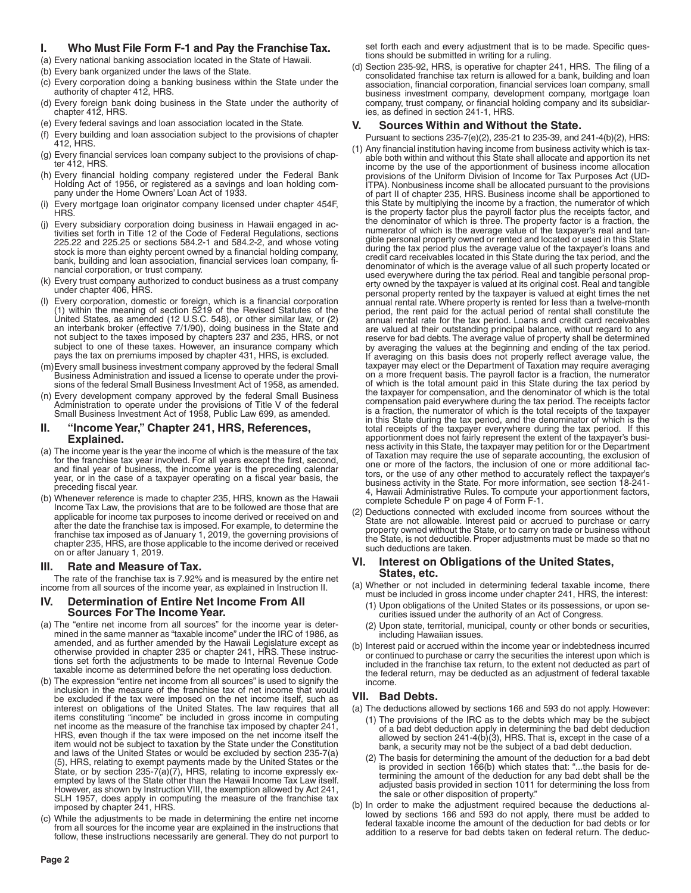## I. Who Must File Form F-1 and Pay the Franchise Tax.

(a) Every national banking association located in the State of Hawaii.

(b) Every bank organized under the laws of the State.

(c) Every corporation doing a banking business within the State under the authority of chapter 412, HRS.

(d) Every foreign bank doing business in the State under the authority of chapter 412, HRS.

(e) Every federal savings and loan association located in the State.

(f) Every building and loan association subject to the provisions of chapter 412, HRS.

(g) Every financial services loan company subject to the provisions of chapter 412, HRS.

(h) Every financial holding company registered under the Federal Bank Holding Act of 1956, or registered as a savings and loan holding company under the Home Owners' Loan Act of 1933.

(i) Every mortgage loan originator company licensed under chapter 454F, HRS.

(j) Every subsidiary corporation doing business in Hawaii engaged in activities set forth in Title 12 of the Code of Federal Regulations, sections 225.22 and 225.25 or sections 584.2-1 and 584.2-2, and whose voting stock is more than eighty percent owned by a financial holding company, bank, building and loan association, financial services loan company, financial corporation, or trust company.

(k) Every trust company authorized to conduct business as a trust company under chapter 406, HRS.

(l) Every corporation, domestic or foreign, which is a financial corporation (1) within the meaning of section 5219 of the Revised Statutes of the United States, as amended (12 U.S.C. 548), or other similar law, or (2) an interbank broker (effective 7/1/90), doing business in the State and not subject to the taxes imposed by chapters 237 and 235, HRS, or not subject to one of these taxes. However, an insurance company which pays the tax on premiums imposed by chapter 431, HRS, is excluded.

(m) Every small business investment company approved by the federal Small Business Administration and issued a license to operate under the provisions of the federal Small Business Investment Act of 1958, as amended.

(n) Every development company approved by the federal Small Business Administration to operate under the provisions of Title V of the federal Small Business Investment Act of 1958, Public Law 699, as amended.

## II. "Income Year," Chapter 241, HRS, References, Explained.

(a) The income year is the year the income of which is the measure of the tax for the franchise tax year involved. For all years except the first, second, and final year of business, the income year is the preceding calendar year, or in the case of a taxpayer operating on a fiscal year basis, the preceding fiscal year.

(b) Whenever reference is made to chapter 235, HRS, known as the Hawaii Income Tax Law, the provisions that are to be followed are those that are applicable for income tax purposes to income derived or received on and after the date the franchise tax is imposed. For example, to determine the franchise tax imposed as of January 1, 2019, the governing provisions of chapter 235, HRS, are those applicable to the income derived or received on or after January 1, 2019.

## III. Rate and Measure of Tax.

The rate of the franchise tax is 7.92% and is measured by the entire net income from all sources of the income year, as explained in Instruction II.

## IV. Determination of Entire Net Income From All Sources For The Income Year.

(a) The "entire net income from all sources" for the income year is determined in the same manner as "taxable income" under the IRC of 1986, as amended, and as further amended by the Hawaii Legislature except as otherwise provided in chapter 235 or chapter 241, HRS. These instructions set forth the adjustments to be made to Internal Revenue Code taxable income as determined before the net operating loss deduction.

(b) The expression "entire net income from all sources" is used to signify the inclusion in the measure of the franchise tax of net income that would be excluded if the tax were imposed on the net income itself, such as interest on obligations of the United States. The law requires that all items constituting "income" be included in gross income in computing net income as the measure of the franchise tax imposed by chapter 241, HRS, even though if the tax were imposed on the net income itself the item would not be subject to taxation by the State under the Constitution and laws of the United States or would be excluded by section 235-7(a)(5), HRS, relating to exempt payments made by the United States or the State, or by section 235-7(a)(7), HRS, relating to income expressly exempted by laws of the State other than the Hawaii Income Tax Law itself. However, as shown by Instruction VIII, the exemption allowed by Act 241, SLH 1957, does apply in computing the measure of the franchise tax imposed by chapter 241, HRS.

(c) While the adjustments to be made in determining the entire net income from all sources for the income year are explained in the instructions that follow, these instructions necessarily are general. They do not purport to set forth each and every adjustment that is to be made. Specific questions should be submitted in writing for a ruling.

(d) Section 235-92, HRS, is operative for chapter 241, HRS. The filing of a consolidated franchise tax return is allowed for a bank, building and loan association, financial corporation, financial services loan company, small business investment company, development company, mortgage loan company, trust company, or financial holding company and its subsidiaries, as defined in section 241-1, HRS.

## V. Sources Within and Without the State.

Pursuant to sections 235-7(e)(2), 235-21 to 235-39, and 241-4(b)(2), HRS:

(1) Any financial institution having income from business activity which is taxable both within and without this State shall allocate and apportion its net income by the use of the apportionment of business income allocation provisions of the Uniform Division of Income for Tax Purposes Act (UDITPA). Nonbusiness income shall be allocated pursuant to the provisions of part II of chapter 235, HRS. Business income shall be apportioned to this State by multiplying the income by a fraction, the numerator of which is the property factor plus the payroll factor plus the receipts factor, and the denominator of which is three. The property factor is a fraction, the numerator of which is the average value of the taxpayer's real and tangible personal property owned or rented and located or used in this State during the tax period plus the average value of the taxpayer's loans and credit card receivables located in this State during the tax period, and the denominator of which is the average value of all such property located or used everywhere during the tax period. Real and tangible personal property owned by the taxpayer is valued at its original cost. Real and tangible personal property rented by the taxpayer is valued at eight times the net annual rental rate. Where property is rented for less than a twelve-month period, the rent paid for the actual period of rental shall constitute the annual rental rate for the tax period. Loans and credit card receivables are valued at their outstanding principal balance, without regard to any reserve for bad debts. The average value of property shall be determined by averaging the values at the beginning and ending of the tax period. If averaging on this basis does not properly reflect average value, the taxpayer may elect or the Department of Taxation may require averaging on a more frequent basis. The payroll factor is a fraction, the numerator of which is the total amount paid in this State during the tax period by the taxpayer for compensation, and the denominator of which is the total compensation paid everywhere during the tax period. The receipts factor is a fraction, the numerator of which is the total receipts of the taxpayer in this State during the tax period, and the denominator of which is the total receipts of the taxpayer everywhere during the tax period. If this apportionment does not fairly represent the extent of the taxpayer's business activity in this State, the taxpayer may petition for or the Department of Taxation may require the use of separate accounting, the exclusion of one or more of the factors, the inclusion of one or more additional factors, or the use of any other method to accurately reflect the taxpayer's business activity in the State. For more information, see section 18-241-4, Hawaii Administrative Rules. To compute your apportionment factors, complete Schedule P on page 4 of Form F-1.

(2) Deductions connected with excluded income from sources without the State are not allowable. Interest paid or accrued to purchase or carry property owned without the State, or to carry on trade or business without the State, is not deductible. Proper adjustments must be made so that no such deductions are taken.

## VI. Interest on Obligations of the United States, States, etc.

(a) Whether or not included in determining federal taxable income, there must be included in gross income under chapter 241, HRS, the interest:

   (1) Upon obligations of the United States or its possessions, or upon securities issued under the authority of an Act of Congress.

   (2) Upon state, territorial, municipal, county or other bonds or securities, including Hawaiian issues.

(b) Interest paid or accrued within the income year or indebtedness incurred or continued to purchase or carry the securities the interest upon which is included in the franchise tax return, to the extent not deducted as part of the federal return, may be deducted as an adjustment of federal taxable income.

## VII. Bad Debts.

(a) The deductions allowed by sections 166 and 593 do not apply. However:

   (1) The provisions of the IRC as to the debts which may be the subject of a bad debt deduction apply in determining the bad debt deduction allowed by section 241-4(b)(3), HRS. That is, except in the case of a bank, a security may not be the subject of a bad debt deduction.

   (2) The basis for determining the amount of the deduction for a bad debt is provided in section 166(b) which states that: "...the basis for determining the amount of the deduction for any bad debt shall be the adjusted basis provided in section 1011 for determining the loss from the sale or other disposition of property."

(b) In order to make the adjustment required because the deductions allowed by sections 166 and 593 do not apply, there must be added to federal taxable income the amount of the deduction for bad debts or for addition to a reserve for bad debts taken on federal return. The deduc-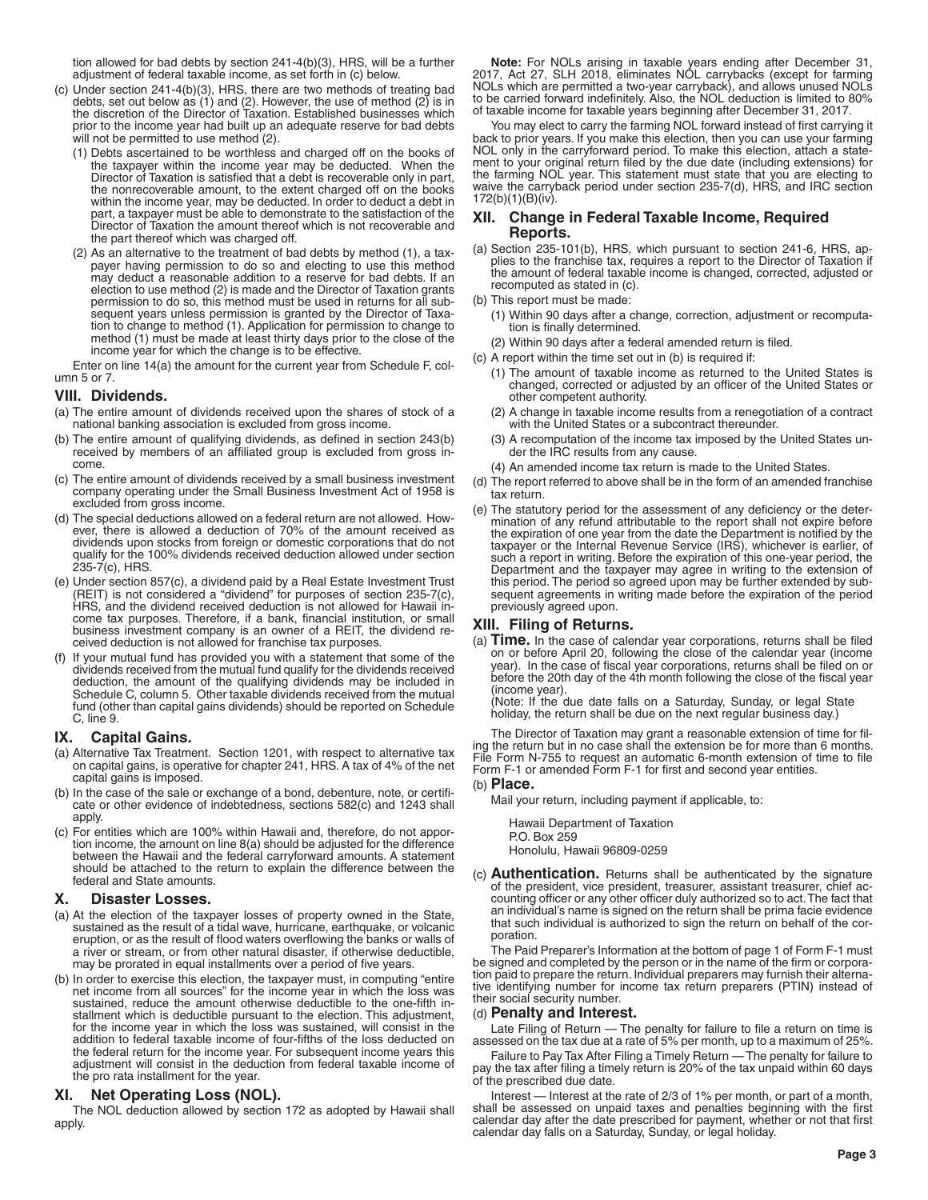tion allowed for bad debts by section 241-4(b)(3), HRS, will be a further adjustment of federal taxable income, as set forth in (c) below.

(c) Under section 241-4(b)(3), HRS, there are two methods of treating bad debts, set out below as (1) and (2). However, the use of method (2) is in the discretion of the Director of Taxation. Established businesses which prior to the income year had built up an adequate reserve for bad debts will not be permitted to use method (2).

(1) Debts ascertained to be worthless and charged off on the books of the taxpayer within the income year may be deducted. When the Director of Taxation is satisfied that a debt is recoverable only in part, the nonrecoverable amount, to the extent charged off on the books within the income year, may be deducted. In order to deduct a debt in part, a taxpayer must be able to demonstrate to the satisfaction of the Director of Taxation the amount thereof which is not recoverable and the part thereof which was charged off.

(2) As an alternative to the treatment of bad debts by method (1), a taxpayer having permission to do so and electing to use this method may deduct a reasonable addition to a reserve for bad debts. If an election to use method (2) is made and the Director of Taxation grants permission to do so, this method must be used in returns for all subsequent years unless permission is granted by the Director of Taxation to change to method (1). Application for permission to change to method (1) must be made at least thirty days prior to the close of the income year for which the change is to be effective.

Enter on line 14(a) the amount for the current year from Schedule F, column 5 or 7.

## VIII. Dividends.

(a) The entire amount of dividends received upon the shares of stock of a national banking association is excluded from gross income.

(b) The entire amount of qualifying dividends, as defined in section 243(b) received by members of an affiliated group is excluded from gross income.

(c) The entire amount of dividends received by a small business investment company operating under the Small Business Investment Act of 1958 is excluded from gross income.

(d) The special deductions allowed on a federal return are not allowed. However, there is allowed a deduction of 70% of the amount received as dividends upon stocks from foreign or domestic corporations that do not qualify for the 100% dividends received deduction allowed under section 235-7(c), HRS.

(e) Under section 857(c), a dividend paid by a Real Estate Investment Trust (REIT) is not considered a "dividend" for purposes of section 235-7(c), HRS, and the dividend received deduction is not allowed for Hawaii income tax purposes. Therefore, if a bank, financial institution, or small business investment company is an owner of a REIT, the dividend received deduction is not allowed for franchise tax purposes.

(f) If your mutual fund has provided you with a statement that some of the dividends received from the mutual fund qualify for the dividends received deduction, the amount of the qualifying dividends may be included in Schedule C, column 5. Other taxable dividends received from the mutual fund (other than capital gains dividends) should be reported on Schedule C, line 9.

## IX. Capital Gains.

(a) Alternative Tax Treatment. Section 1201, with respect to alternative tax on capital gains, is operative for chapter 241, HRS. A tax of 4% of the net capital gains is imposed.

(b) In the case of the sale or exchange of a bond, debenture, note, or certificate or other evidence of indebtedness, sections 582(c) and 1243 shall apply.

(c) For entities which are 100% within Hawaii and, therefore, do not apportion income, the amount on line 8(a) should be adjusted for the difference between the Hawaii and the federal carryforward amounts. A statement should be attached to the return to explain the difference between the federal and State amounts.

## X. Disaster Losses.

(a) At the election of the taxpayer losses of property owned in the State, sustained as the result of a tidal wave, hurricane, earthquake, or volcanic eruption, or as the result of flood waters overflowing the banks or walls of a river or stream, or from other natural disaster, if otherwise deductible, may be prorated in equal installments over a period of five years.

(b) In order to exercise this election, the taxpayer must, in computing "entire net income from all sources" for the income year in which the loss was sustained, reduce the amount otherwise deductible to the one-fifth installment which is deductible pursuant to the election. This adjustment, for the income year in which the loss was sustained, will consist in the addition to federal taxable income of four-fifths of the loss deducted on the federal return for the income year. For subsequent income years this adjustment will consist in the deduction from federal taxable income of the pro rata installment for the year.

## XI. Net Operating Loss (NOL).

The NOL deduction allowed by section 172 as adopted by Hawaii shall apply.

**Note:** For NOLs arising in taxable years ending after December 31, 2017, Act 27, SLH 2018, eliminates NOL carrybacks (except for farming NOLs which are permitted a two-year carryback), and allows unused NOLs to be carried forward indefinitely. Also, the NOL deduction is limited to 80% of taxable income for taxable years beginning after December 31, 2017.

You may elect to carry the farming NOL forward instead of first carrying it back to prior years. If you make this election, then you can use your farming NOL only in the carryforward period. To make this election, attach a statement to your original return filed by the due date (including extensions) for the farming NOL year. This statement must state that you are electing to waive the carryback period under section 235-7(d), HRS, and IRC section 172(b)(1)(B)(iv).

## XII. Change in Federal Taxable Income, Required Reports.

(a) Section 235-101(b), HRS, which pursuant to section 241-6, HRS, applies to the franchise tax, requires a report to the Director of Taxation if the amount of federal taxable income is changed, corrected, adjusted or recomputed as stated in (c).

(b) This report must be made:

(1) Within 90 days after a change, correction, adjustment or recomputation is finally determined.

(2) Within 90 days after a federal amended return is filed.

(c) A report within the time set out in (b) is required if:

(1) The amount of taxable income as returned to the United States is changed, corrected or adjusted by an officer of the United States or other competent authority.

(2) A change in taxable income results from a renegotiation of a contract with the United States or a subcontract thereunder.

(3) A recomputation of the income tax imposed by the United States under the IRC results from any cause.

(4) An amended income tax return is made to the United States.

(d) The report referred to above shall be in the form of an amended franchise tax return.

(e) The statutory period for the assessment of any deficiency or the determination of any refund attributable to the report shall not expire before the expiration of one year from the date the Department is notified by the taxpayer or the Internal Revenue Service (IRS), whichever is earlier, of such a report in writing. Before the expiration of this one-year period, the Department and the taxpayer may agree in writing to the extension of this period. The period so agreed upon may be further extended by subsequent agreements in writing made before the expiration of the period previously agreed upon.

## XIII. Filing of Returns.

(a) **Time.** In the case of calendar year corporations, returns shall be filed on or before April 20, following the close of the calendar year (income year). In the case of fiscal year corporations, returns shall be filed on or before the 20th day of the 4th month following the close of the fiscal year (income year).
(Note: If the due date falls on a Saturday, Sunday, or legal State holiday, the return shall be due on the next regular business day.)

The Director of Taxation may grant a reasonable extension of time for filing the return but in no case shall the extension be for more than 6 months. File Form N-755 to request an automatic 6-month extension of time to file Form F-1 or amended Form F-1 for first and second year entities.

(b) **Place.**

Mail your return, including payment if applicable, to:

Hawaii Department of Taxation
P.O. Box 259
Honolulu, Hawaii 96809-0259

(c) **Authentication.** Returns shall be authenticated by the signature of the president, vice president, treasurer, assistant treasurer, chief accounting officer or any other officer duly authorized so to act. The fact that an individual's name is signed on the return shall be prima facie evidence that such individual is authorized to sign the return on behalf of the corporation.

The Paid Preparer's Information at the bottom of page 1 of Form F-1 must be signed and completed by the person or in the name of the firm or corporation paid to prepare the return. Individual preparers may furnish their alternative identifying number for income tax return preparers (PTIN) instead of their social security number.

(d) **Penalty and Interest.**

Late Filing of Return — The penalty for failure to file a return on time is assessed on the tax due at a rate of 5% per month, up to a maximum of 25%.

Failure to Pay Tax After Filing a Timely Return — The penalty for failure to pay the tax after filing a timely return is 20% of the tax unpaid within 60 days of the prescribed due date.

Interest — Interest at the rate of 2/3 of 1% per month, or part of a month, shall be assessed on unpaid taxes and penalties beginning with the first calendar day after the date prescribed for payment, whether or not that first calendar day falls on a Saturday, Sunday, or legal holiday.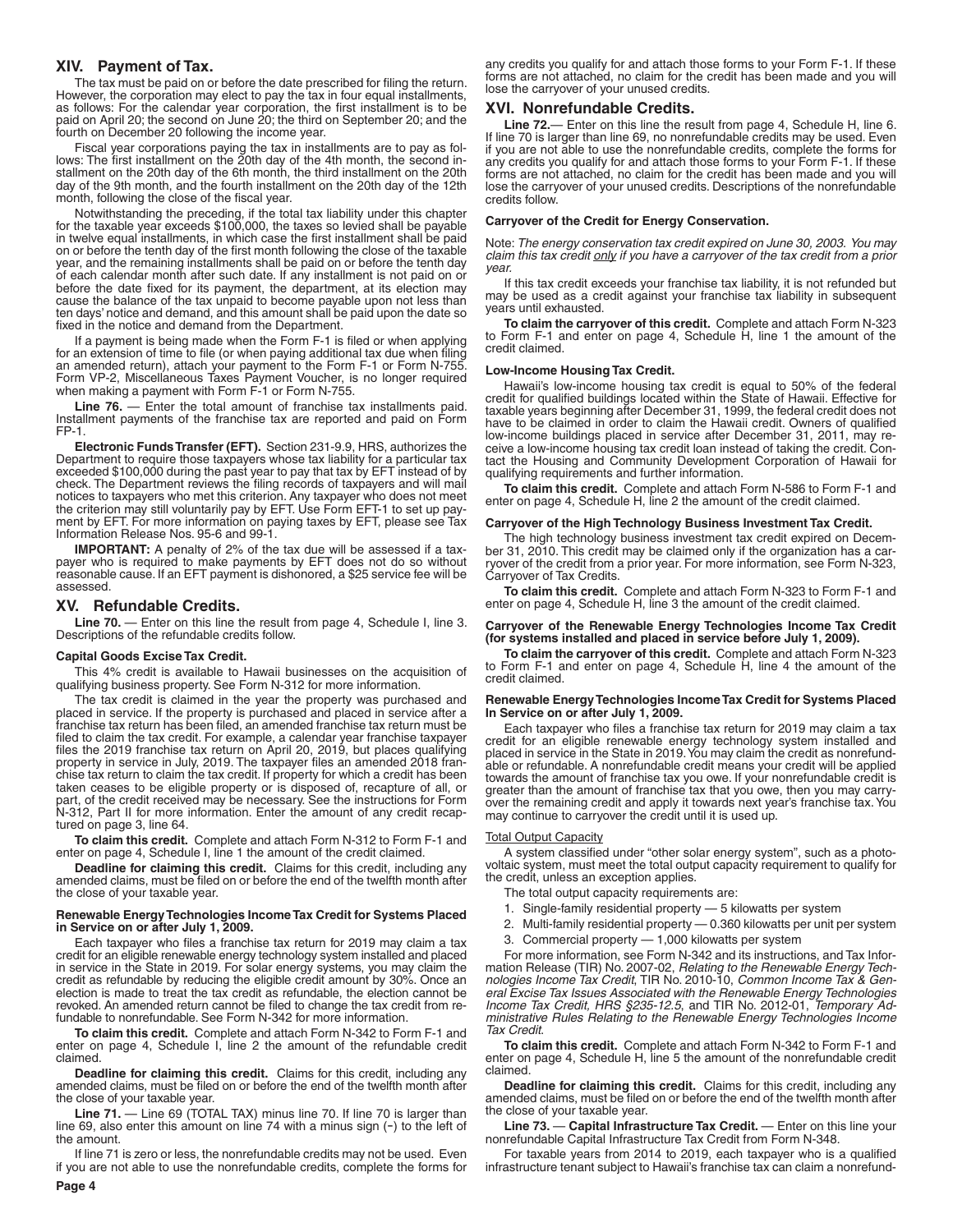## XIV. Payment of Tax.

The tax must be paid on or before the date prescribed for filing the return. However, the corporation may elect to pay the tax in four equal installments, as follows: For the calendar year corporation, the first installment is to be paid on April 20; the second on June 20; the third on September 20; and the fourth on December 20 following the income year.

Fiscal year corporations paying the tax in installments are to pay as follows: The first installment on the 20th day of the 4th month, the second installment on the 20th day of the 6th month, the third installment on the 20th day of the 9th month, and the fourth installment on the 20th day of the 12th month, following the close of the fiscal year.

Notwithstanding the preceding, if the total tax liability under this chapter for the taxable year exceeds $100,000, the taxes so levied shall be payable in twelve equal installments, in which case the first installment shall be paid on or before the tenth day of the first month following the close of the taxable year, and the remaining installments shall be paid on or before the tenth day of each calendar month after such date. If any installment is not paid on or before the date fixed for its payment, the department, at its election may cause the balance of the tax unpaid to become payable upon not less than ten days' notice and demand, and this amount shall be paid upon the date so fixed in the notice and demand from the Department.

If a payment is being made when the Form F-1 is filed or when applying for an extension of time to file (or when paying additional tax due when filing an amended return), attach your payment to the Form F-1 or Form N-755. Form VP-2, Miscellaneous Taxes Payment Voucher, is no longer required when making a payment with Form F-1 or Form N-755.

**Line 76.** — Enter the total amount of franchise tax installments paid. Installment payments of the franchise tax are reported and paid on Form FP-1.

**Electronic Funds Transfer (EFT).** Section 231-9.9, HRS, authorizes the Department to require those taxpayers whose tax liability for a particular tax exceeded $100,000 during the past year to pay that tax by EFT instead of by check. The Department reviews the filing records of taxpayers and will mail notices to taxpayers who met this criterion. Any taxpayer who does not meet the criterion may still voluntarily pay by EFT. Use Form EFT-1 to set up payment by EFT. For more information on paying taxes by EFT, please see Tax Information Release Nos. 95-6 and 99-1.

**IMPORTANT:** A penalty of 2% of the tax due will be assessed if a taxpayer who is required to make payments by EFT does not do so without reasonable cause. If an EFT payment is dishonored, a $25 service fee will be assessed.

## XV. Refundable Credits.

**Line 70.** — Enter on this line the result from page 4, Schedule I, line 3. Descriptions of the refundable credits follow.

#### Capital Goods Excise Tax Credit.

This 4% credit is available to Hawaii businesses on the acquisition of qualifying business property. See Form N-312 for more information.

The tax credit is claimed in the year the property was purchased and placed in service. If the property is purchased and placed in service after a franchise tax return has been filed, an amended franchise tax return must be filed to claim the tax credit. For example, a calendar year franchise taxpayer files the 2019 franchise tax return on April 20, 2019, but places qualifying property in service in July, 2019. The taxpayer files an amended 2018 franchise tax return to claim the tax credit. If property for which a credit has been taken ceases to be eligible property or is disposed of, recapture of all, or part, of the credit received may be necessary. See the instructions for Form N-312, Part II for more information. Enter the amount of any credit recaptured on page 3, line 64.

**To claim this credit.** Complete and attach Form N-312 to Form F-1 and enter on page 4, Schedule I, line 1 the amount of the credit claimed.

**Deadline for claiming this credit.** Claims for this credit, including any amended claims, must be filed on or before the end of the twelfth month after the close of your taxable year.

#### Renewable Energy Technologies Income Tax Credit for Systems Placed in Service on or after July 1, 2009.

Each taxpayer who files a franchise tax return for 2019 may claim a tax credit for an eligible renewable energy technology system installed and placed in service in the State in 2019. For solar energy systems, you may claim the credit as refundable by reducing the eligible credit amount by 30%. Once an election is made to treat the tax credit as refundable, the election cannot be revoked. An amended return cannot be filed to change the tax credit from refundable to nonrefundable. See Form N-342 for more information.

**To claim this credit.** Complete and attach Form N-342 to Form F-1 and enter on page 4, Schedule I, line 2 the amount of the refundable credit claimed.

**Deadline for claiming this credit.** Claims for this credit, including any amended claims, must be filed on or before the end of the twelfth month after the close of your taxable year.

**Line 71.** — Line 69 (TOTAL TAX) minus line 70. If line 70 is larger than line 69, also enter this amount on line 74 with a minus sign (-) to the left of the amount.

If line 71 is zero or less, the nonrefundable credits may not be used. Even if you are not able to use the nonrefundable credits, complete the forms for any credits you qualify for and attach those forms to your Form F-1. If these forms are not attached, no claim for the credit has been made and you will lose the carryover of your unused credits.

## XVI. Nonrefundable Credits.

**Line 72.**— Enter on this line the result from page 4, Schedule H, line 6. If line 70 is larger than line 69, no nonrefundable credits may be used. Even if you are not able to use the nonrefundable credits, complete the forms for any credits you qualify for and attach those forms to your Form F-1. If these forms are not attached, no claim for the credit has been made and you will lose the carryover of your unused credits. Descriptions of the nonrefundable credits follow.

#### Carryover of the Credit for Energy Conservation.

Note: *The energy conservation tax credit expired on June 30, 2003. You may claim this tax credit only if you have a carryover of the tax credit from a prior year.*

If this tax credit exceeds your franchise tax liability, it is not refunded but may be used as a credit against your franchise tax liability in subsequent years until exhausted.

**To claim the carryover of this credit.** Complete and attach Form N-323 to Form F-1 and enter on page 4, Schedule H, line 1 the amount of the credit claimed.

#### Low-Income Housing Tax Credit.

Hawaii's low-income housing tax credit is equal to 50% of the federal credit for qualified buildings located within the State of Hawaii. Effective for taxable years beginning after December 31, 1999, the federal credit does not have to be claimed in order to claim the Hawaii credit. Owners of qualified low-income buildings placed in service after December 31, 2011, may receive a low-income housing tax credit loan instead of taking the credit. Contact the Housing and Community Development Corporation of Hawaii for qualifying requirements and further information.

**To claim this credit.** Complete and attach Form N-586 to Form F-1 and enter on page 4, Schedule H, line 2 the amount of the credit claimed.

#### Carryover of the High Technology Business Investment Tax Credit.

The high technology business investment tax credit expired on December 31, 2010. This credit may be claimed only if the organization has a carryover of the credit from a prior year. For more information, see Form N-323, Carryover of Tax Credits.

**To claim this credit.** Complete and attach Form N-323 to Form F-1 and enter on page 4, Schedule H, line 3 the amount of the credit claimed.

#### Carryover of the Renewable Energy Technologies Income Tax Credit (for systems installed and placed in service before July 1, 2009).

**To claim the carryover of this credit.** Complete and attach Form N-323 to Form F-1 and enter on page 4, Schedule H, line 4 the amount of the credit claimed.

#### Renewable Energy Technologies Income Tax Credit for Systems Placed In Service on or after July 1, 2009.

Each taxpayer who files a franchise tax return for 2019 may claim a tax credit for an eligible renewable energy technology system installed and placed in service in the State in 2019. You may claim the credit as nonrefundable or refundable. A nonrefundable credit means your credit will be applied towards the amount of franchise tax you owe. If your nonrefundable credit is greater than the amount of franchise tax that you owe, then you may carryover the remaining credit and apply it towards next year's franchise tax. You may continue to carryover the credit until it is used up.

Total Output Capacity

A system classified under "other solar energy system", such as a photovoltaic system, must meet the total output capacity requirement to qualify for the credit, unless an exception applies.

The total output capacity requirements are:

1. Single-family residential property — 5 kilowatts per system
2. Multi-family residential property — 0.360 kilowatts per unit per system
3. Commercial property — 1,000 kilowatts per system

For more information, see Form N-342 and its instructions, and Tax Information Release (TIR) No. 2007-02, *Relating to the Renewable Energy Technologies Income Tax Credit*, TIR No. 2010-10, *Common Income Tax & General Excise Tax Issues Associated with the Renewable Energy Technologies Income Tax Credit, HRS §235-12.5*, and TIR No. 2012-01, *Temporary Administrative Rules Relating to the Renewable Energy Technologies Income Tax Credit*.

**To claim this credit.** Complete and attach Form N-342 to Form F-1 and enter on page 4, Schedule H, line 5 the amount of the nonrefundable credit claimed.

**Deadline for claiming this credit.** Claims for this credit, including any amended claims, must be filed on or before the end of the twelfth month after the close of your taxable year.

**Line 73.** — **Capital Infrastructure Tax Credit.** — Enter on this line your nonrefundable Capital Infrastructure Tax Credit from Form N-348.

For taxable years from 2014 to 2019, each taxpayer who is a qualified infrastructure tenant subject to Hawaii's franchise tax can claim a nonrefund-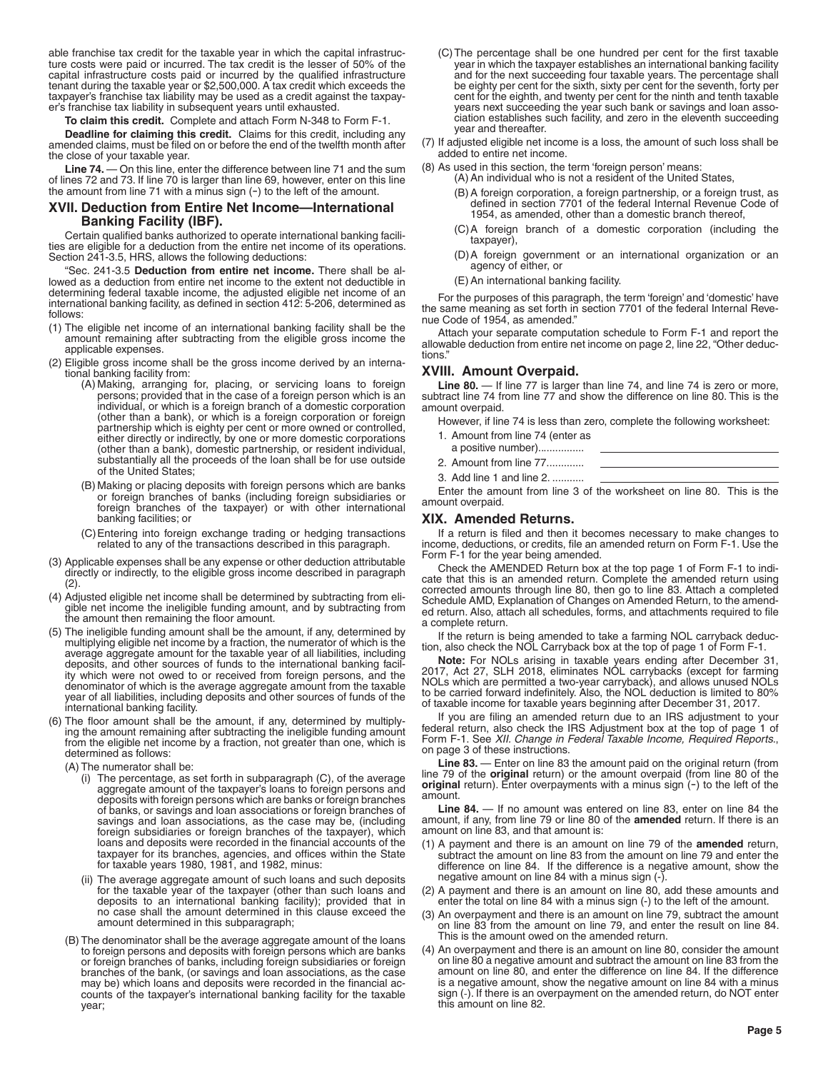able franchise tax credit for the taxable year in which the capital infrastructure costs were paid or incurred. The tax credit is the lesser of 50% of the capital infrastructure costs paid or incurred by the qualified infrastructure tenant during the taxable year or $2,500,000. A tax credit which exceeds the taxpayer's franchise tax liability may be used as a credit against the taxpayer's franchise tax liability in subsequent years until exhausted.

**To claim this credit.** Complete and attach Form N-348 to Form F-1.

**Deadline for claiming this credit.** Claims for this credit, including any amended claims, must be filed on or before the end of the twelfth month after the close of your taxable year.

**Line 74.** — On this line, enter the difference between line 71 and the sum of lines 72 and 73. If line 70 is larger than line 69, however, enter on this line the amount from line 71 with a minus sign (-) to the left of the amount.

## XVII. Deduction from Entire Net Income—International Banking Facility (IBF).

Certain qualified banks authorized to operate international banking facilities are eligible for a deduction from the entire net income of its operations. Section 241-3.5, HRS, allows the following deductions:

"Sec. 241-3.5 **Deduction from entire net income.** There shall be allowed as a deduction from entire net income to the extent not deductible in determining federal taxable income, the adjusted eligible net income of an international banking facility, as defined in section 412: 5-206, determined as follows:

(1) The eligible net income of an international banking facility shall be the amount remaining after subtracting from the eligible gross income the applicable expenses.

(2) Eligible gross income shall be the gross income derived by an international banking facility from:

   (A) Making, arranging for, placing, or servicing loans to foreign persons; provided that in the case of a foreign person which is an individual, or which is a foreign branch of a domestic corporation (other than a bank), or which is a foreign corporation or foreign partnership which is eighty per cent or more owned or controlled, either directly or indirectly, by one or more domestic corporations (other than a bank), domestic partnership, or resident individual, substantially all the proceeds of the loan shall be for use outside of the United States;

   (B) Making or placing deposits with foreign persons which are banks or foreign branches of banks (including foreign subsidiaries or foreign branches of the taxpayer) or with other international banking facilities; or

   (C) Entering into foreign exchange trading or hedging transactions related to any of the transactions described in this paragraph.

(3) Applicable expenses shall be any expense or other deduction attributable directly or indirectly, to the eligible gross income described in paragraph (2).

(4) Adjusted eligible net income shall be determined by subtracting from eligible net income the ineligible funding amount, and by subtracting from the amount then remaining the floor amount.

(5) The ineligible funding amount shall be the amount, if any, determined by multiplying eligible net income by a fraction, the numerator of which is the average aggregate amount for the taxable year of all liabilities, including deposits, and other sources of funds to the international banking facility which were not owed to or received from foreign persons, and the denominator of which is the average aggregate amount from the taxable year of all liabilities, including deposits and other sources of funds of the international banking facility.

(6) The floor amount shall be the amount, if any, determined by multiplying the amount remaining after subtracting the ineligible funding amount from the eligible net income by a fraction, not greater than one, which is determined as follows:

   (A) The numerator shall be:

      (i) The percentage, as set forth in subparagraph (C), of the average aggregate amount of the taxpayer's loans to foreign persons and deposits with foreign persons which are banks or foreign branches of banks, or savings and loan associations or foreign branches of savings and loan associations, as the case may be, (including foreign subsidiaries or foreign branches of the taxpayer), which loans and deposits were recorded in the financial accounts of the taxpayer for its branches, agencies, and offices within the State for taxable years 1980, 1981, and 1982, minus:

      (ii) The average aggregate amount of such loans and such deposits for the taxable year of the taxpayer (other than such loans and deposits to an international banking facility); provided that in no case shall the amount determined in this clause exceed the amount determined in this subparagraph;

   (B) The denominator shall be the average aggregate amount of the loans to foreign persons and deposits with foreign persons which are banks or foreign branches of banks, including foreign subsidiaries or foreign branches of the bank, (or savings and loan associations, as the case may be) which loans and deposits were recorded in the financial accounts of the taxpayer's international banking facility for the taxable year;

   (C) The percentage shall be one hundred per cent for the first taxable year in which the taxpayer establishes an international banking facility and for the next succeeding four taxable years. The percentage shall be eighty per cent for the sixth, sixty per cent for the seventh, forty per cent for the eighth, and twenty per cent for the ninth and tenth taxable years next succeeding the year such bank or savings and loan association establishes such facility, and zero in the eleventh succeeding year and thereafter.

(7) If adjusted eligible net income is a loss, the amount of such loss shall be added to entire net income.

(8) As used in this section, the term 'foreign person' means:

   (A) An individual who is not a resident of the United States,

   (B) A foreign corporation, a foreign partnership, or a foreign trust, as defined in section 7701 of the federal Internal Revenue Code of 1954, as amended, other than a domestic branch thereof,

   (C) A foreign branch of a domestic corporation (including the taxpayer),

   (D) A foreign government or an international organization or an agency of either, or

   (E) An international banking facility.

For the purposes of this paragraph, the term 'foreign' and 'domestic' have the same meaning as set forth in section 7701 of the federal Internal Revenue Code of 1954, as amended."

Attach your separate computation schedule to Form F-1 and report the allowable deduction from entire net income on page 2, line 22, "Other deductions."

## XVIII. Amount Overpaid.

**Line 80.** — If line 77 is larger than line 74, and line 74 is zero or more, subtract line 74 from line 77 and show the difference on line 80. This is the amount overpaid.

However, if line 74 is less than zero, complete the following worksheet:

1. Amount from line 74 (enter as a positive number)................ ______________
2. Amount from line 77............. ______________
3. Add line 1 and line 2. ........... ______________

Enter the amount from line 3 of the worksheet on line 80. This is the amount overpaid.

## XIX. Amended Returns.

If a return is filed and then it becomes necessary to make changes to income, deductions, or credits, file an amended return on Form F-1. Use the Form F-1 for the year being amended.

Check the AMENDED Return box at the top page 1 of Form F-1 to indicate that this is an amended return. Complete the amended return using corrected amounts through line 80, then go to line 83. Attach a completed Schedule AMD, Explanation of Changes on Amended Return, to the amended return. Also, attach all schedules, forms, and attachments required to file a complete return.

If the return is being amended to take a farming NOL carryback deduction, also check the NOL Carryback box at the top of page 1 of Form F-1.

**Note:** For NOLs arising in taxable years ending after December 31, 2017, Act 27, SLH 2018, eliminates NOL carrybacks (except for farming NOLs which are permitted a two-year carryback), and allows unused NOLs to be carried forward indefinitely. Also, the NOL deduction is limited to 80% of taxable income for taxable years beginning after December 31, 2017.

If you are filing an amended return due to an IRS adjustment to your federal return, also check the IRS Adjustment box at the top of page 1 of Form F-1. See *XII. Change in Federal Taxable Income, Required Reports.*, on page 3 of these instructions.

**Line 83.** — Enter on line 83 the amount paid on the original return (from line 79 of the **original** return) or the amount overpaid (from line 80 of the **original** return). Enter overpayments with a minus sign (-) to the left of the amount.

**Line 84.** — If no amount was entered on line 83, enter on line 84 the amount, if any, from line 79 or line 80 of the **amended** return. If there is an amount on line 83, and that amount is:

(1) A payment and there is an amount on line 79 of the **amended** return, subtract the amount on line 83 from the amount on line 79 and enter the difference on line 84. If the difference is a negative amount, show the negative amount on line 84 with a minus sign (-).

(2) A payment and there is an amount on line 80, add these amounts and enter the total on line 84 with a minus sign (-) to the left of the amount.

(3) An overpayment and there is an amount on line 79, subtract the amount on line 83 from the amount on line 79, and enter the result on line 84. This is the amount owed on the amended return.

(4) An overpayment and there is an amount on line 80, consider the amount on line 80 a negative amount and subtract the amount on line 83 from the amount on line 80, and enter the difference on line 84. If the difference is a negative amount, show the negative amount on line 84 with a minus sign (-). If there is an overpayment on the amended return, do NOT enter this amount on line 82.